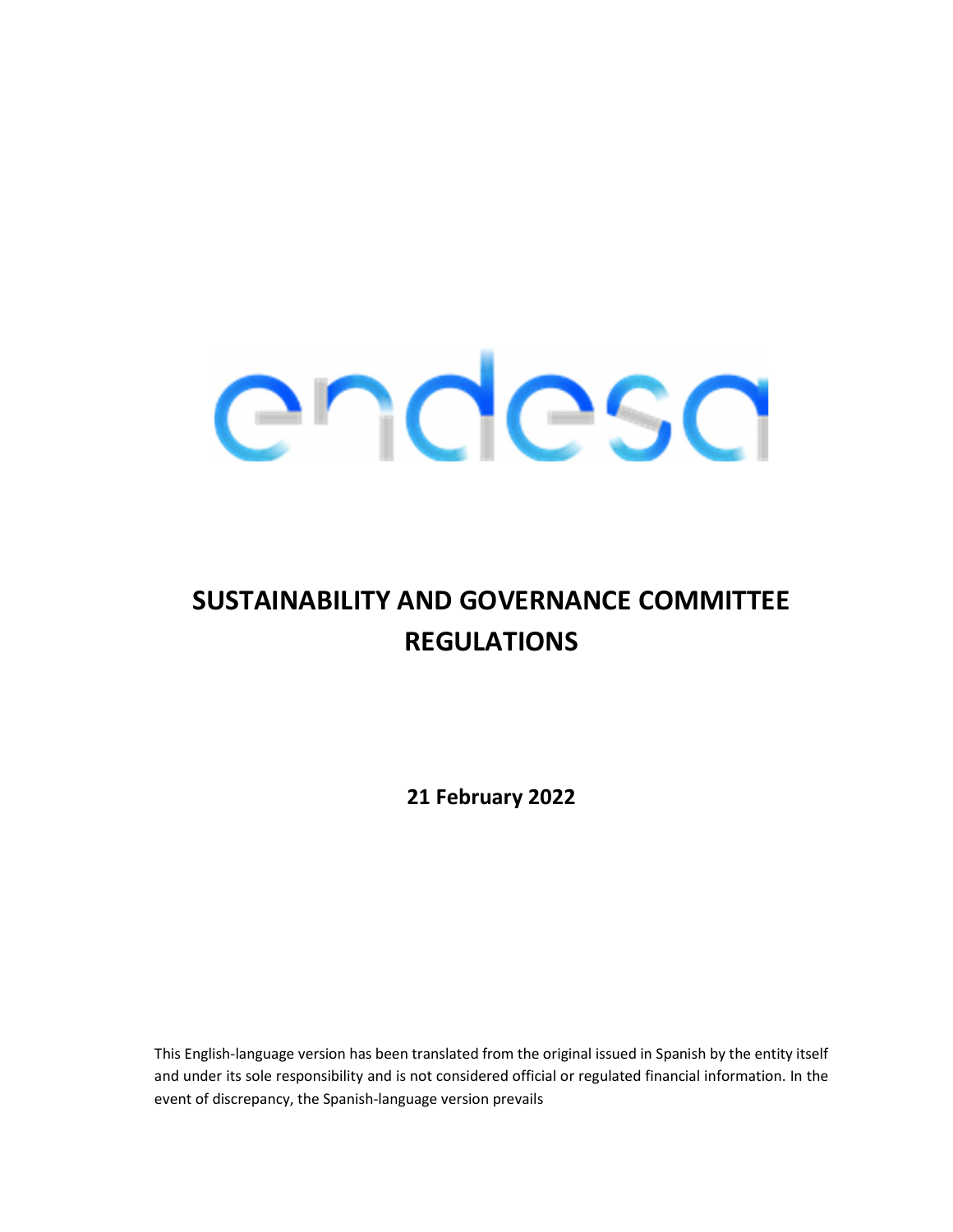endesa

# SUSTAINABILITY AND GOVERNANCE COMMITTEE REGULATIONS

**21 February 2022**

This English-language version has been translated from the original issued in Spanish by the entity itself and under its sole responsibility and is not considered official or regulated financial information. In the event of discrepancy, the Spanish-language version prevails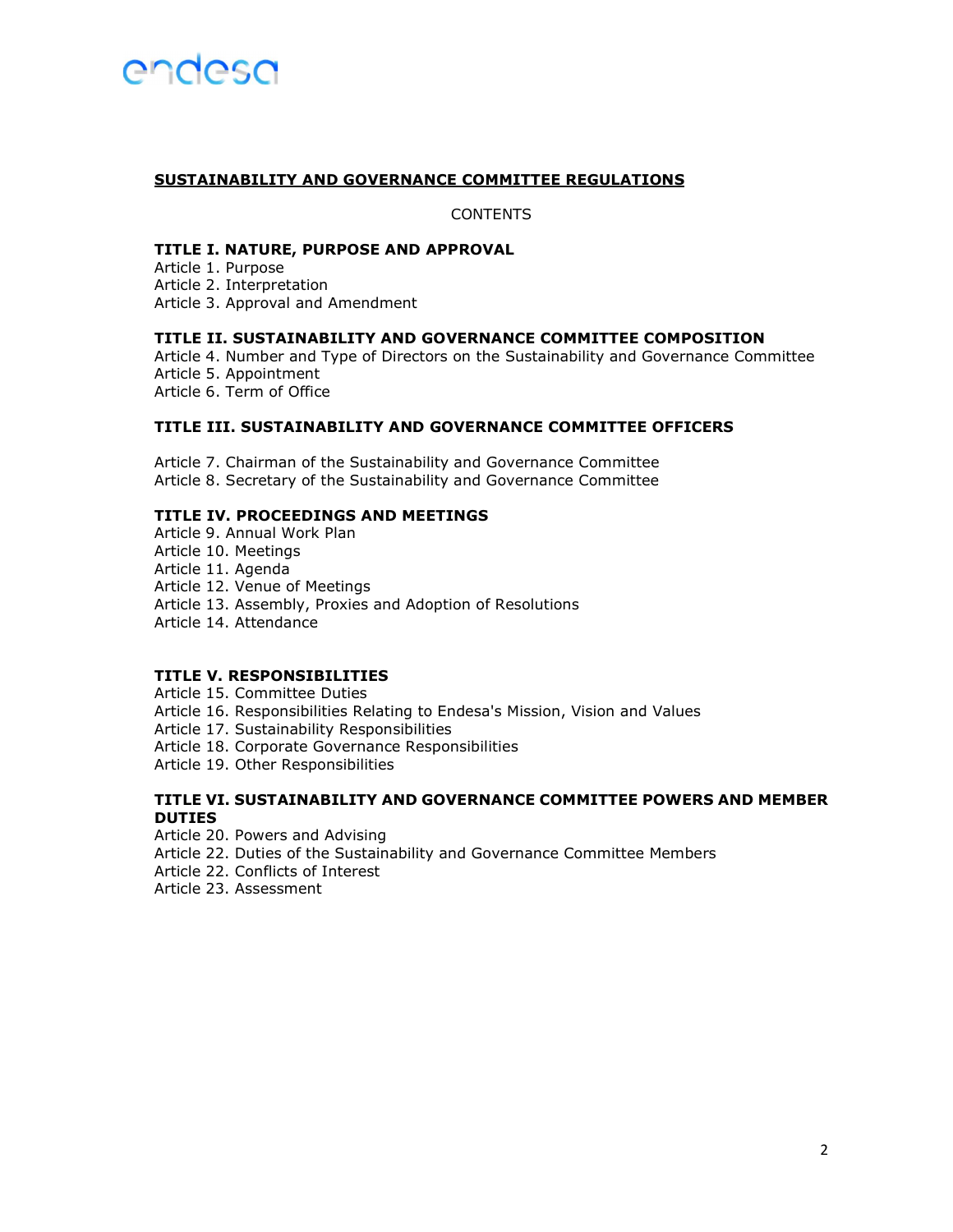# SUSTAINABILITY AND GOVERNANCE COMMITTEE REGULATIONS

CONTENTS

**TITLE I. NATURE, PURPOSE AND APPROVAL**

Article 1. Purpose
Article 2. Interpretation
Article 3. Approval and Amendment

**TITLE II. SUSTAINABILITY AND GOVERNANCE COMMITTEE COMPOSITION**

Article 4. Number and Type of Directors on the Sustainability and Governance Committee
Article 5. Appointment
Article 6. Term of Office

**TITLE III. SUSTAINABILITY AND GOVERNANCE COMMITTEE OFFICERS**

Article 7. Chairman of the Sustainability and Governance Committee
Article 8. Secretary of the Sustainability and Governance Committee

**TITLE IV. PROCEEDINGS AND MEETINGS**

Article 9. Annual Work Plan
Article 10. Meetings
Article 11. Agenda
Article 12. Venue of Meetings
Article 13. Assembly, Proxies and Adoption of Resolutions
Article 14. Attendance

**TITLE V. RESPONSIBILITIES**

Article 15. Committee Duties
Article 16. Responsibilities Relating to Endesa's Mission, Vision and Values
Article 17. Sustainability Responsibilities
Article 18. Corporate Governance Responsibilities
Article 19. Other Responsibilities

**TITLE VI. SUSTAINABILITY AND GOVERNANCE COMMITTEE POWERS AND MEMBER DUTIES**

Article 20. Powers and Advising
Article 22. Duties of the Sustainability and Governance Committee Members
Article 22. Conflicts of Interest
Article 23. Assessment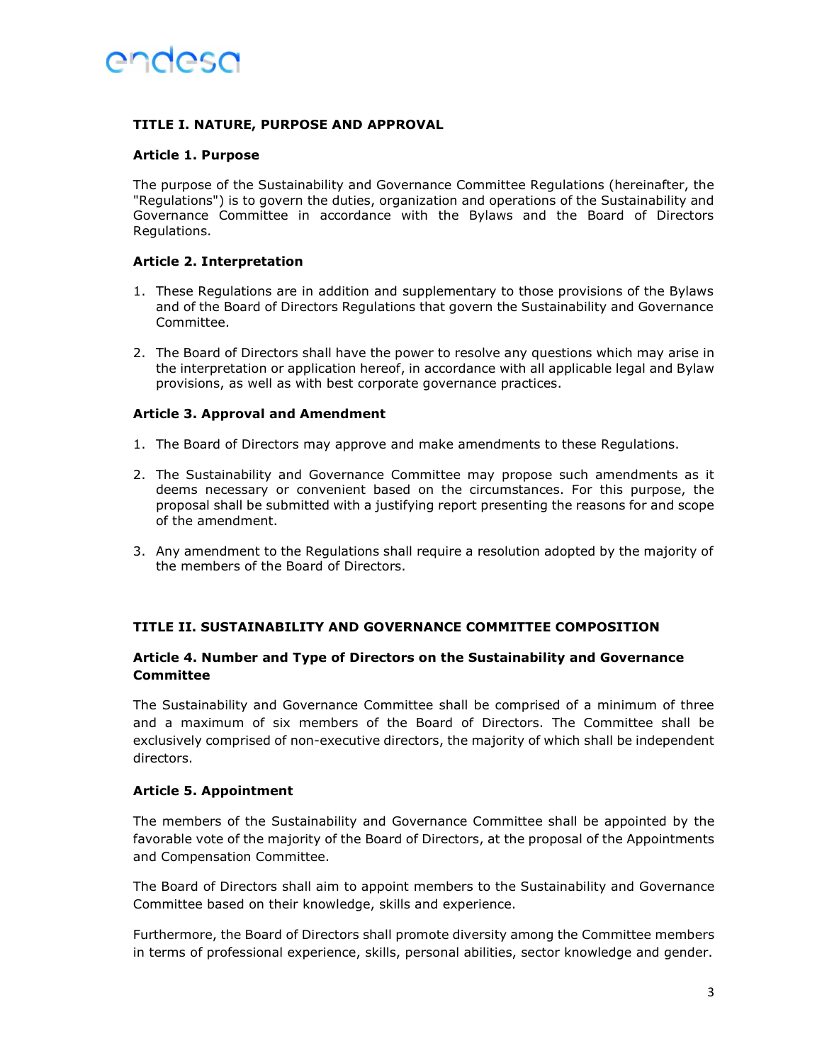## TITLE I. NATURE, PURPOSE AND APPROVAL

### Article 1. Purpose

The purpose of the Sustainability and Governance Committee Regulations (hereinafter, the "Regulations") is to govern the duties, organization and operations of the Sustainability and Governance Committee in accordance with the Bylaws and the Board of Directors Regulations.

### Article 2. Interpretation

1. These Regulations are in addition and supplementary to those provisions of the Bylaws and of the Board of Directors Regulations that govern the Sustainability and Governance Committee.

2. The Board of Directors shall have the power to resolve any questions which may arise in the interpretation or application hereof, in accordance with all applicable legal and Bylaw provisions, as well as with best corporate governance practices.

### Article 3. Approval and Amendment

1. The Board of Directors may approve and make amendments to these Regulations.

2. The Sustainability and Governance Committee may propose such amendments as it deems necessary or convenient based on the circumstances. For this purpose, the proposal shall be submitted with a justifying report presenting the reasons for and scope of the amendment.

3. Any amendment to the Regulations shall require a resolution adopted by the majority of the members of the Board of Directors.

## TITLE II. SUSTAINABILITY AND GOVERNANCE COMMITTEE COMPOSITION

### Article 4. Number and Type of Directors on the Sustainability and Governance Committee

The Sustainability and Governance Committee shall be comprised of a minimum of three and a maximum of six members of the Board of Directors. The Committee shall be exclusively comprised of non-executive directors, the majority of which shall be independent directors.

### Article 5. Appointment

The members of the Sustainability and Governance Committee shall be appointed by the favorable vote of the majority of the Board of Directors, at the proposal of the Appointments and Compensation Committee.

The Board of Directors shall aim to appoint members to the Sustainability and Governance Committee based on their knowledge, skills and experience.

Furthermore, the Board of Directors shall promote diversity among the Committee members in terms of professional experience, skills, personal abilities, sector knowledge and gender.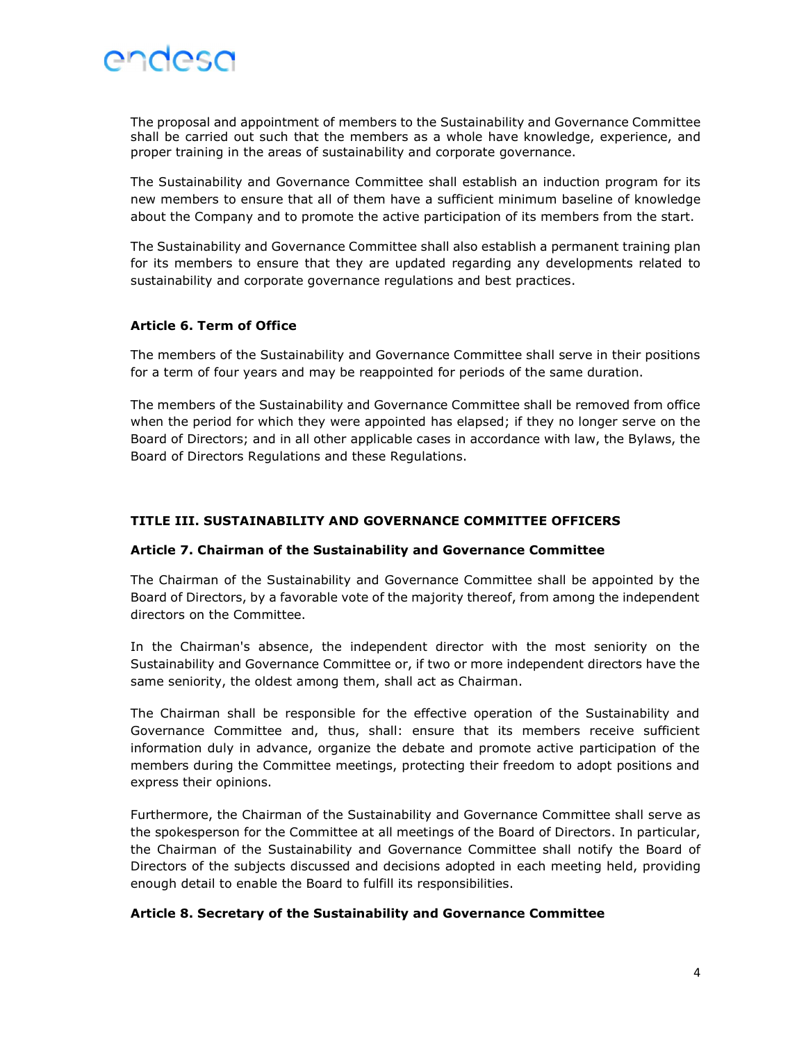The proposal and appointment of members to the Sustainability and Governance Committee shall be carried out such that the members as a whole have knowledge, experience, and proper training in the areas of sustainability and corporate governance.

The Sustainability and Governance Committee shall establish an induction program for its new members to ensure that all of them have a sufficient minimum baseline of knowledge about the Company and to promote the active participation of its members from the start.

The Sustainability and Governance Committee shall also establish a permanent training plan for its members to ensure that they are updated regarding any developments related to sustainability and corporate governance regulations and best practices.

### Article 6. Term of Office

The members of the Sustainability and Governance Committee shall serve in their positions for a term of four years and may be reappointed for periods of the same duration.

The members of the Sustainability and Governance Committee shall be removed from office when the period for which they were appointed has elapsed; if they no longer serve on the Board of Directors; and in all other applicable cases in accordance with law, the Bylaws, the Board of Directors Regulations and these Regulations.

## TITLE III. SUSTAINABILITY AND GOVERNANCE COMMITTEE OFFICERS

### Article 7. Chairman of the Sustainability and Governance Committee

The Chairman of the Sustainability and Governance Committee shall be appointed by the Board of Directors, by a favorable vote of the majority thereof, from among the independent directors on the Committee.

In the Chairman's absence, the independent director with the most seniority on the Sustainability and Governance Committee or, if two or more independent directors have the same seniority, the oldest among them, shall act as Chairman.

The Chairman shall be responsible for the effective operation of the Sustainability and Governance Committee and, thus, shall: ensure that its members receive sufficient information duly in advance, organize the debate and promote active participation of the members during the Committee meetings, protecting their freedom to adopt positions and express their opinions.

Furthermore, the Chairman of the Sustainability and Governance Committee shall serve as the spokesperson for the Committee at all meetings of the Board of Directors. In particular, the Chairman of the Sustainability and Governance Committee shall notify the Board of Directors of the subjects discussed and decisions adopted in each meeting held, providing enough detail to enable the Board to fulfill its responsibilities.

### Article 8. Secretary of the Sustainability and Governance Committee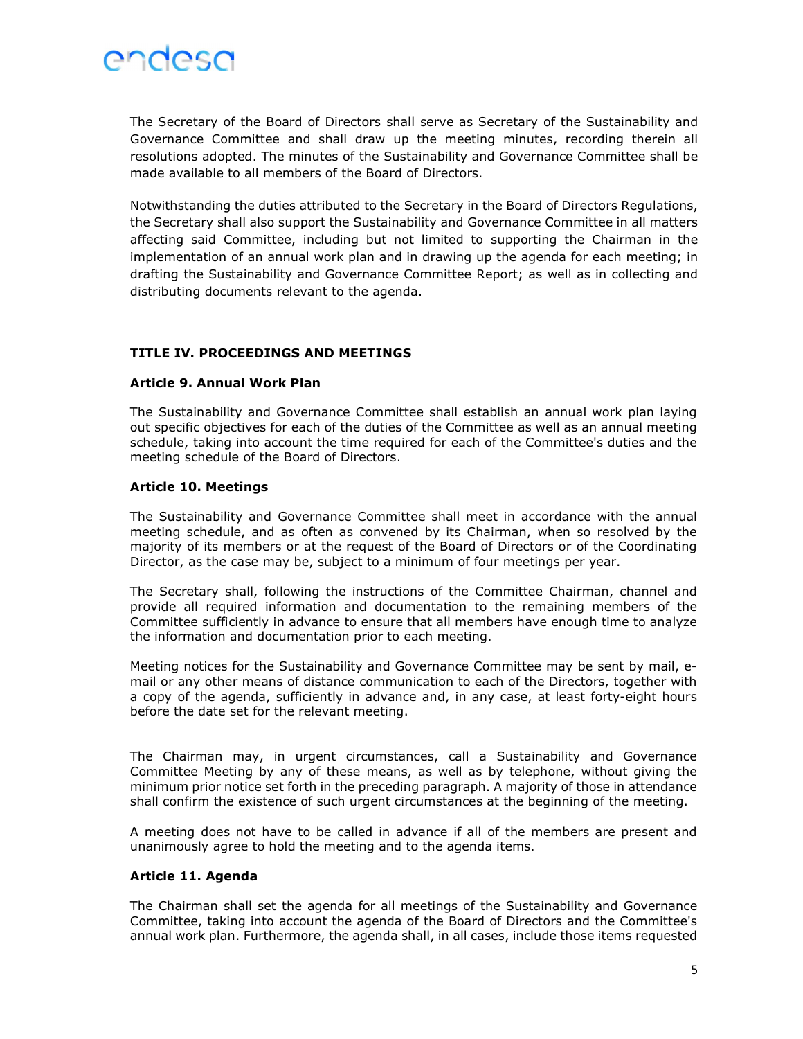The Secretary of the Board of Directors shall serve as Secretary of the Sustainability and Governance Committee and shall draw up the meeting minutes, recording therein all resolutions adopted. The minutes of the Sustainability and Governance Committee shall be made available to all members of the Board of Directors.

Notwithstanding the duties attributed to the Secretary in the Board of Directors Regulations, the Secretary shall also support the Sustainability and Governance Committee in all matters affecting said Committee, including but not limited to supporting the Chairman in the implementation of an annual work plan and in drawing up the agenda for each meeting; in drafting the Sustainability and Governance Committee Report; as well as in collecting and distributing documents relevant to the agenda.

## TITLE IV. PROCEEDINGS AND MEETINGS

### Article 9. Annual Work Plan

The Sustainability and Governance Committee shall establish an annual work plan laying out specific objectives for each of the duties of the Committee as well as an annual meeting schedule, taking into account the time required for each of the Committee's duties and the meeting schedule of the Board of Directors.

### Article 10. Meetings

The Sustainability and Governance Committee shall meet in accordance with the annual meeting schedule, and as often as convened by its Chairman, when so resolved by the majority of its members or at the request of the Board of Directors or of the Coordinating Director, as the case may be, subject to a minimum of four meetings per year.

The Secretary shall, following the instructions of the Committee Chairman, channel and provide all required information and documentation to the remaining members of the Committee sufficiently in advance to ensure that all members have enough time to analyze the information and documentation prior to each meeting.

Meeting notices for the Sustainability and Governance Committee may be sent by mail, e-mail or any other means of distance communication to each of the Directors, together with a copy of the agenda, sufficiently in advance and, in any case, at least forty-eight hours before the date set for the relevant meeting.

The Chairman may, in urgent circumstances, call a Sustainability and Governance Committee Meeting by any of these means, as well as by telephone, without giving the minimum prior notice set forth in the preceding paragraph. A majority of those in attendance shall confirm the existence of such urgent circumstances at the beginning of the meeting.

A meeting does not have to be called in advance if all of the members are present and unanimously agree to hold the meeting and to the agenda items.

### Article 11. Agenda

The Chairman shall set the agenda for all meetings of the Sustainability and Governance Committee, taking into account the agenda of the Board of Directors and the Committee's annual work plan. Furthermore, the agenda shall, in all cases, include those items requested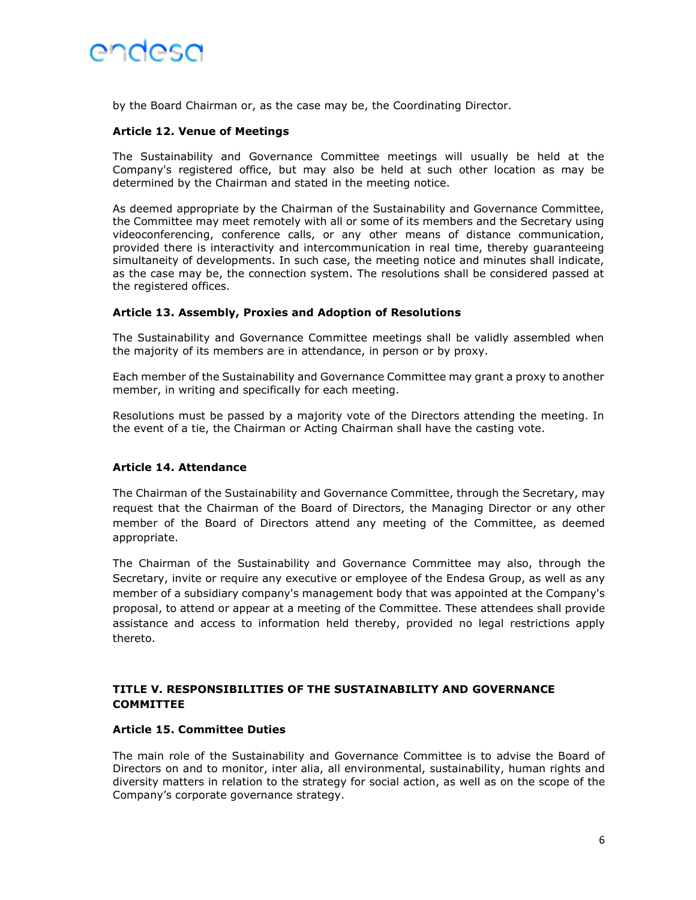by the Board Chairman or, as the case may be, the Coordinating Director.

### Article 12. Venue of Meetings

The Sustainability and Governance Committee meetings will usually be held at the Company's registered office, but may also be held at such other location as may be determined by the Chairman and stated in the meeting notice.

As deemed appropriate by the Chairman of the Sustainability and Governance Committee, the Committee may meet remotely with all or some of its members and the Secretary using videoconferencing, conference calls, or any other means of distance communication, provided there is interactivity and intercommunication in real time, thereby guaranteeing simultaneity of developments. In such case, the meeting notice and minutes shall indicate, as the case may be, the connection system. The resolutions shall be considered passed at the registered offices.

### Article 13. Assembly, Proxies and Adoption of Resolutions

The Sustainability and Governance Committee meetings shall be validly assembled when the majority of its members are in attendance, in person or by proxy.

Each member of the Sustainability and Governance Committee may grant a proxy to another member, in writing and specifically for each meeting.

Resolutions must be passed by a majority vote of the Directors attending the meeting. In the event of a tie, the Chairman or Acting Chairman shall have the casting vote.

### Article 14. Attendance

The Chairman of the Sustainability and Governance Committee, through the Secretary, may request that the Chairman of the Board of Directors, the Managing Director or any other member of the Board of Directors attend any meeting of the Committee, as deemed appropriate.

The Chairman of the Sustainability and Governance Committee may also, through the Secretary, invite or require any executive or employee of the Endesa Group, as well as any member of a subsidiary company's management body that was appointed at the Company's proposal, to attend or appear at a meeting of the Committee. These attendees shall provide assistance and access to information held thereby, provided no legal restrictions apply thereto.

## TITLE V. RESPONSIBILITIES OF THE SUSTAINABILITY AND GOVERNANCE COMMITTEE

### Article 15. Committee Duties

The main role of the Sustainability and Governance Committee is to advise the Board of Directors on and to monitor, inter alia, all environmental, sustainability, human rights and diversity matters in relation to the strategy for social action, as well as on the scope of the Company's corporate governance strategy.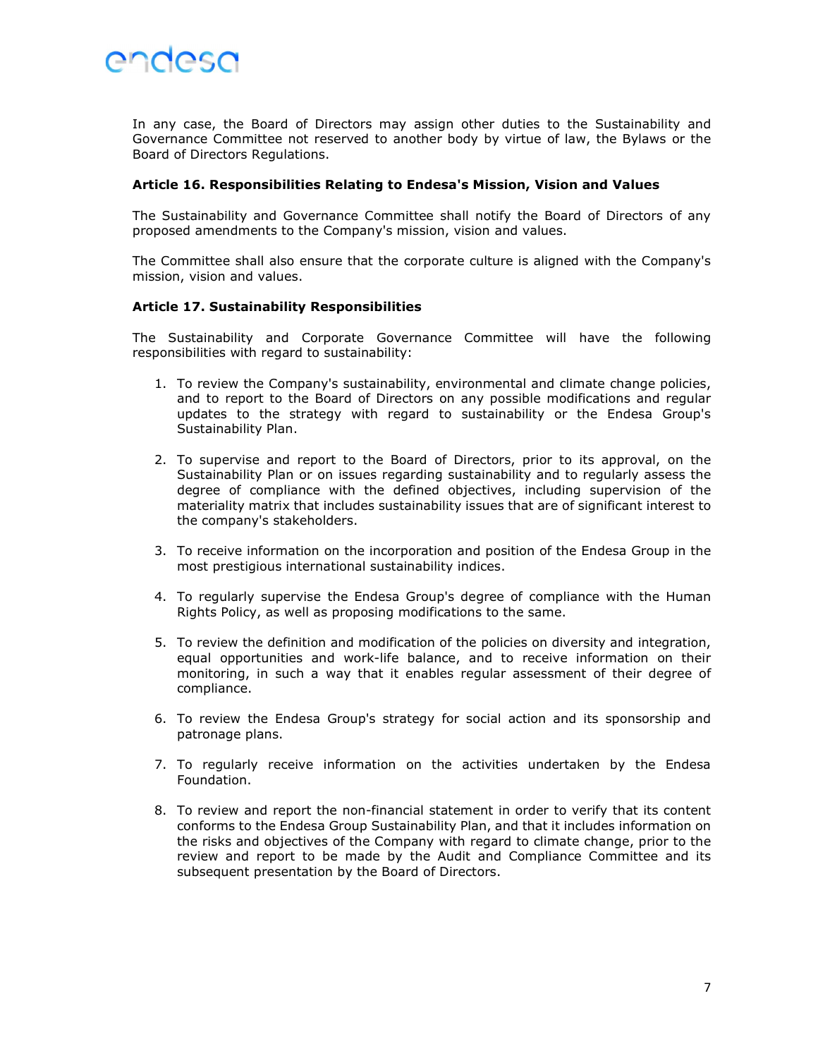In any case, the Board of Directors may assign other duties to the Sustainability and Governance Committee not reserved to another body by virtue of law, the Bylaws or the Board of Directors Regulations.

### Article 16. Responsibilities Relating to Endesa's Mission, Vision and Values

The Sustainability and Governance Committee shall notify the Board of Directors of any proposed amendments to the Company's mission, vision and values.

The Committee shall also ensure that the corporate culture is aligned with the Company's mission, vision and values.

### Article 17. Sustainability Responsibilities

The Sustainability and Corporate Governance Committee will have the following responsibilities with regard to sustainability:

1. To review the Company's sustainability, environmental and climate change policies, and to report to the Board of Directors on any possible modifications and regular updates to the strategy with regard to sustainability or the Endesa Group's Sustainability Plan.

2. To supervise and report to the Board of Directors, prior to its approval, on the Sustainability Plan or on issues regarding sustainability and to regularly assess the degree of compliance with the defined objectives, including supervision of the materiality matrix that includes sustainability issues that are of significant interest to the company's stakeholders.

3. To receive information on the incorporation and position of the Endesa Group in the most prestigious international sustainability indices.

4. To regularly supervise the Endesa Group's degree of compliance with the Human Rights Policy, as well as proposing modifications to the same.

5. To review the definition and modification of the policies on diversity and integration, equal opportunities and work-life balance, and to receive information on their monitoring, in such a way that it enables regular assessment of their degree of compliance.

6. To review the Endesa Group's strategy for social action and its sponsorship and patronage plans.

7. To regularly receive information on the activities undertaken by the Endesa Foundation.

8. To review and report the non-financial statement in order to verify that its content conforms to the Endesa Group Sustainability Plan, and that it includes information on the risks and objectives of the Company with regard to climate change, prior to the review and report to be made by the Audit and Compliance Committee and its subsequent presentation by the Board of Directors.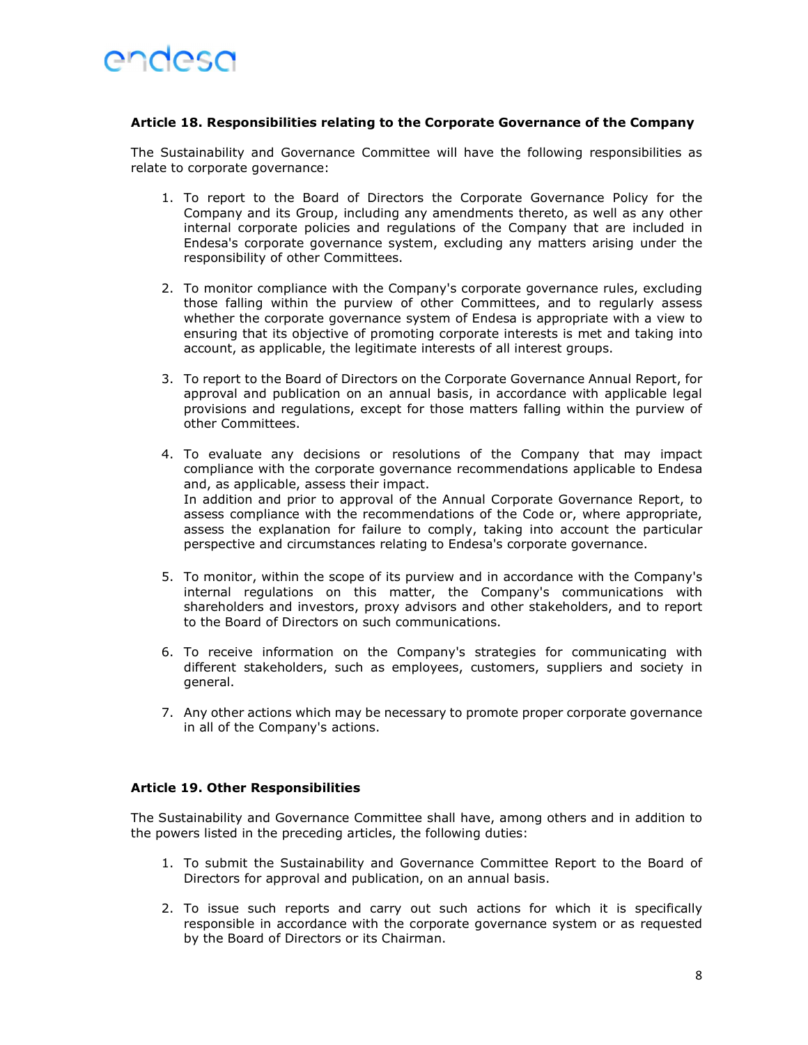### Article 18. Responsibilities relating to the Corporate Governance of the Company

The Sustainability and Governance Committee will have the following responsibilities as relate to corporate governance:

1. To report to the Board of Directors the Corporate Governance Policy for the Company and its Group, including any amendments thereto, as well as any other internal corporate policies and regulations of the Company that are included in Endesa's corporate governance system, excluding any matters arising under the responsibility of other Committees.

2. To monitor compliance with the Company's corporate governance rules, excluding those falling within the purview of other Committees, and to regularly assess whether the corporate governance system of Endesa is appropriate with a view to ensuring that its objective of promoting corporate interests is met and taking into account, as applicable, the legitimate interests of all interest groups.

3. To report to the Board of Directors on the Corporate Governance Annual Report, for approval and publication on an annual basis, in accordance with applicable legal provisions and regulations, except for those matters falling within the purview of other Committees.

4. To evaluate any decisions or resolutions of the Company that may impact compliance with the corporate governance recommendations applicable to Endesa and, as applicable, assess their impact.
   In addition and prior to approval of the Annual Corporate Governance Report, to assess compliance with the recommendations of the Code or, where appropriate, assess the explanation for failure to comply, taking into account the particular perspective and circumstances relating to Endesa's corporate governance.

5. To monitor, within the scope of its purview and in accordance with the Company's internal regulations on this matter, the Company's communications with shareholders and investors, proxy advisors and other stakeholders, and to report to the Board of Directors on such communications.

6. To receive information on the Company's strategies for communicating with different stakeholders, such as employees, customers, suppliers and society in general.

7. Any other actions which may be necessary to promote proper corporate governance in all of the Company's actions.

### Article 19. Other Responsibilities

The Sustainability and Governance Committee shall have, among others and in addition to the powers listed in the preceding articles, the following duties:

1. To submit the Sustainability and Governance Committee Report to the Board of Directors for approval and publication, on an annual basis.

2. To issue such reports and carry out such actions for which it is specifically responsible in accordance with the corporate governance system or as requested by the Board of Directors or its Chairman.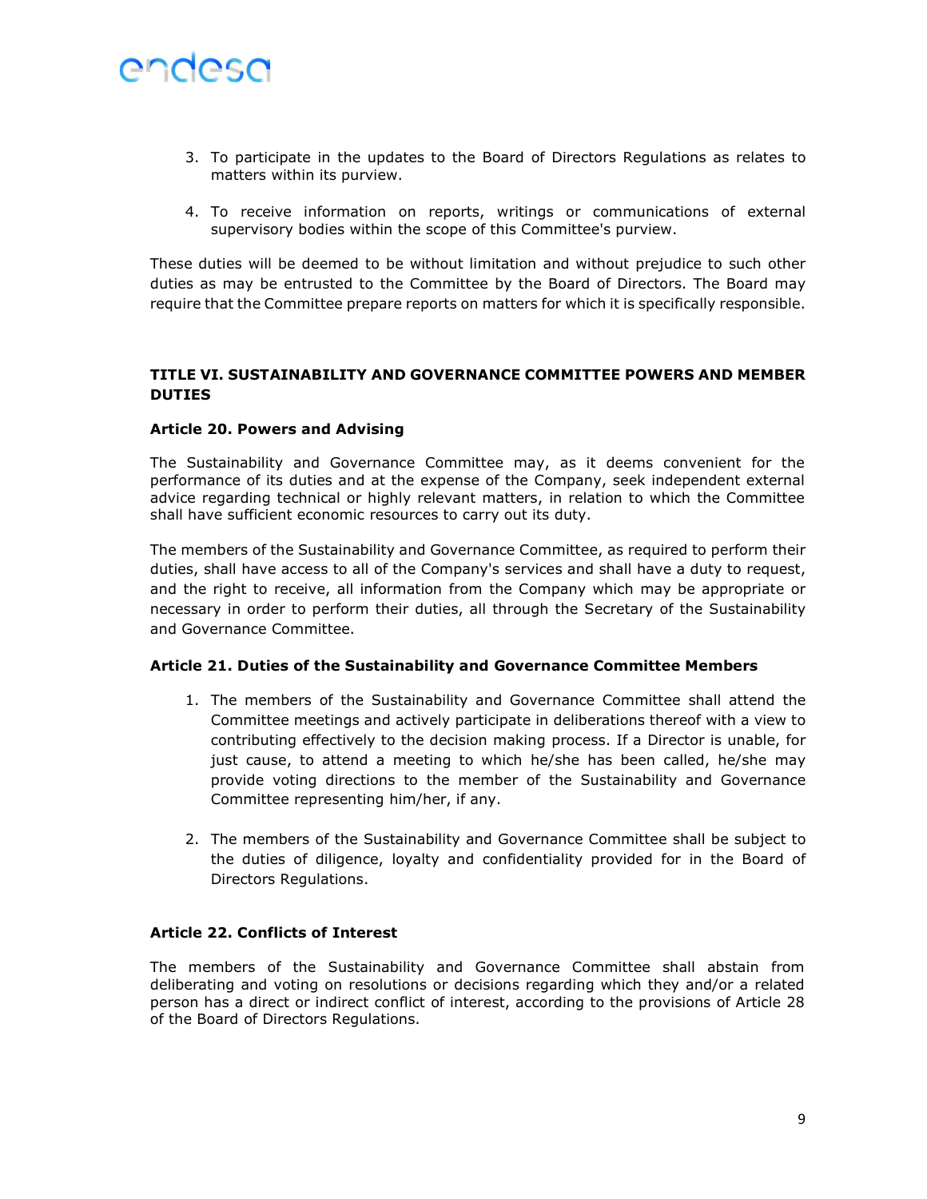3. To participate in the updates to the Board of Directors Regulations as relates to matters within its purview.

4. To receive information on reports, writings or communications of external supervisory bodies within the scope of this Committee's purview.

These duties will be deemed to be without limitation and without prejudice to such other duties as may be entrusted to the Committee by the Board of Directors. The Board may require that the Committee prepare reports on matters for which it is specifically responsible.

## TITLE VI. SUSTAINABILITY AND GOVERNANCE COMMITTEE POWERS AND MEMBER DUTIES

### Article 20. Powers and Advising

The Sustainability and Governance Committee may, as it deems convenient for the performance of its duties and at the expense of the Company, seek independent external advice regarding technical or highly relevant matters, in relation to which the Committee shall have sufficient economic resources to carry out its duty.

The members of the Sustainability and Governance Committee, as required to perform their duties, shall have access to all of the Company's services and shall have a duty to request, and the right to receive, all information from the Company which may be appropriate or necessary in order to perform their duties, all through the Secretary of the Sustainability and Governance Committee.

### Article 21. Duties of the Sustainability and Governance Committee Members

1. The members of the Sustainability and Governance Committee shall attend the Committee meetings and actively participate in deliberations thereof with a view to contributing effectively to the decision making process. If a Director is unable, for just cause, to attend a meeting to which he/she has been called, he/she may provide voting directions to the member of the Sustainability and Governance Committee representing him/her, if any.

2. The members of the Sustainability and Governance Committee shall be subject to the duties of diligence, loyalty and confidentiality provided for in the Board of Directors Regulations.

### Article 22. Conflicts of Interest

The members of the Sustainability and Governance Committee shall abstain from deliberating and voting on resolutions or decisions regarding which they and/or a related person has a direct or indirect conflict of interest, according to the provisions of Article 28 of the Board of Directors Regulations.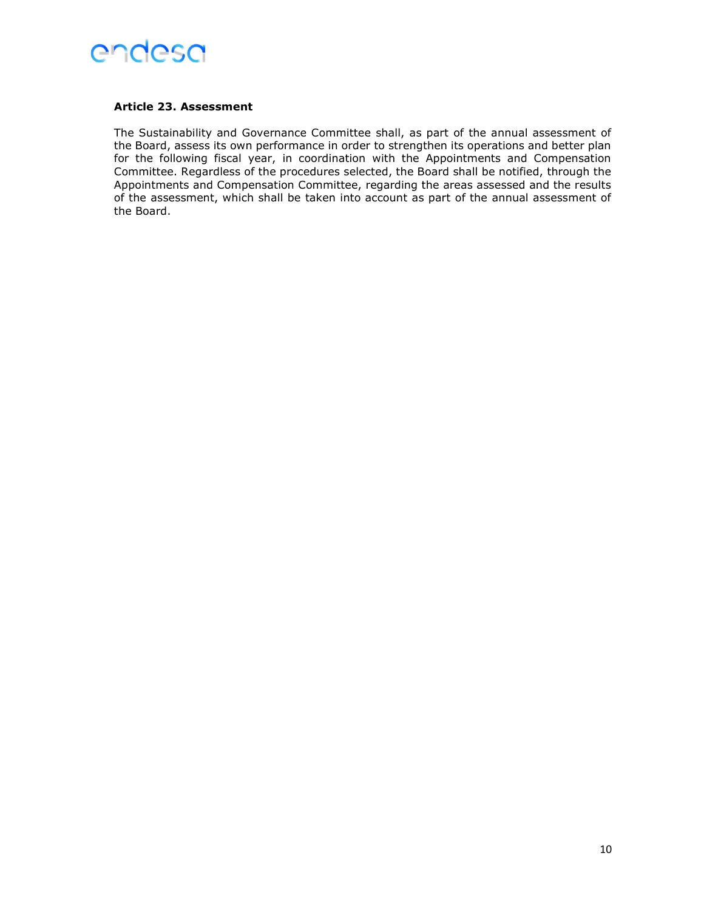### Article 23. Assessment

The Sustainability and Governance Committee shall, as part of the annual assessment of the Board, assess its own performance in order to strengthen its operations and better plan for the following fiscal year, in coordination with the Appointments and Compensation Committee. Regardless of the procedures selected, the Board shall be notified, through the Appointments and Compensation Committee, regarding the areas assessed and the results of the assessment, which shall be taken into account as part of the annual assessment of the Board.